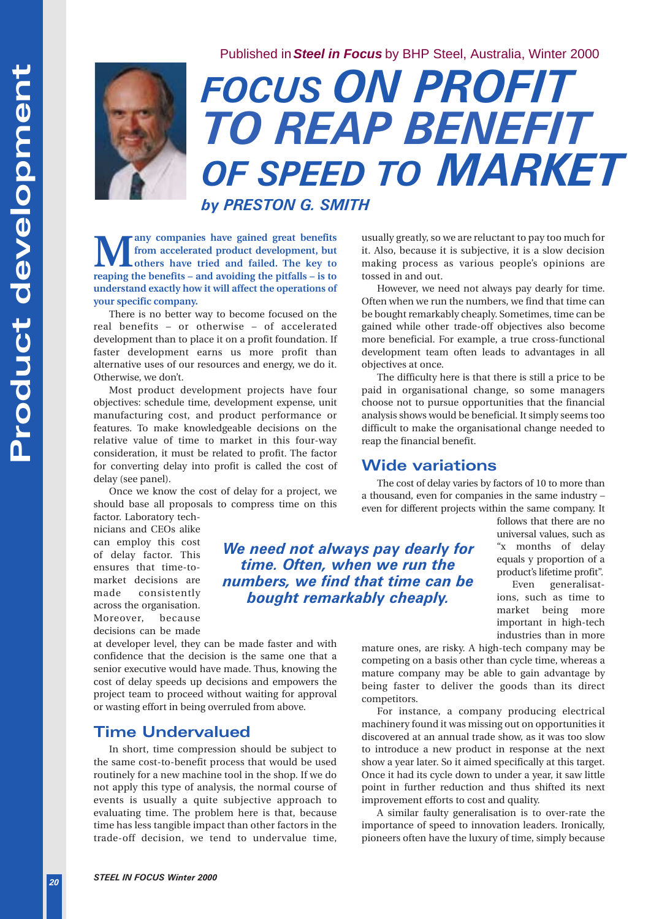Published in *Steel in Focus* by BHP Steel, Australia, Winter 2000

# FOCUS ON PROFIT TO REAP BENEFIT OF SPEED TO MARKET

**by PRESTON G. SMITH**

**Many companies have gained great benefits from accelerated product development, but others have tried and failed. The key to reaping the benefits – and avoiding the pitfalls – is to understand exactly how it will affect the operations of your specific company.**

There is no better way to become focused on the real benefits – or otherwise – of accelerated development than to place it on a profit foundation. If faster development earns us more profit than alternative uses of our resources and energy, we do it. Otherwise, we don't.

Most product development projects have four objectives: schedule time, development expense, unit manufacturing cost, and product performance or features. To make knowledgeable decisions on the relative value of time to market in this four-way consideration, it must be related to profit. The factor for converting delay into profit is called the cost of delay (see panel).

Once we know the cost of delay for a project, we should base all proposals to compress time on this factor. Laboratory technicians and CEOs alike can employ this cost of delay factor. This ensures that time-to-market decisions are made consistently across the organisation. Moreover, because decisions can be made at developer level, they can be made faster and with confidence that the decision is the same one that a senior executive would have made. Thus, knowing the cost of delay speeds up decisions and empowers the project team to proceed without waiting for approval or wasting effort in being overruled from above.

## Time Undervalued

In short, time compression should be subject to the same cost-to-benefit process that would be used routinely for a new machine tool in the shop. If we do not apply this type of analysis, the normal course of events is usually a quite subjective approach to evaluating time. The problem here is that, because time has less tangible impact than other factors in the trade-off decision, we tend to undervalue time, usually greatly, so we are reluctant to pay too much for it. Also, because it is subjective, it is a slow decision making process as various people's opinions are tossed in and out.

However, we need not always pay dearly for time. Often when we run the numbers, we find that time can be bought remarkably cheaply. Sometimes, time can be gained while other trade-off objectives also become more beneficial. For example, a true cross-functional development team often leads to advantages in all objectives at once.

The difficulty here is that there is still a price to be paid in organisational change, so some managers choose not to pursue opportunities that the financial analysis shows would be beneficial. It simply seems too difficult to make the organisational change needed to reap the financial benefit.

***We need not always pay dearly for time. Often, when we run the numbers, we find that time can be bought remarkably cheaply.***

## Wide variations

The cost of delay varies by factors of 10 to more than a thousand, even for companies in the same industry – even for different projects within the same company. It follows that there are no universal values, such as "x months of delay equals y proportion of a product's lifetime profit".

Even generalisations, such as time to market being more important in high-tech industries than in more mature ones, are risky. A high-tech company may be competing on a basis other than cycle time, whereas a mature company may be able to gain advantage by being faster to deliver the goods than its direct competitors.

For instance, a company producing electrical machinery found it was missing out on opportunities it discovered at an annual trade show, as it was too slow to introduce a new product in response at the next show a year later. So it aimed specifically at this target. Once it had its cycle down to under a year, it saw little point in further reduction and thus shifted its next improvement efforts to cost and quality.

A similar faulty generalisation is to over-rate the importance of speed to innovation leaders. Ironically, pioneers often have the luxury of time, simply because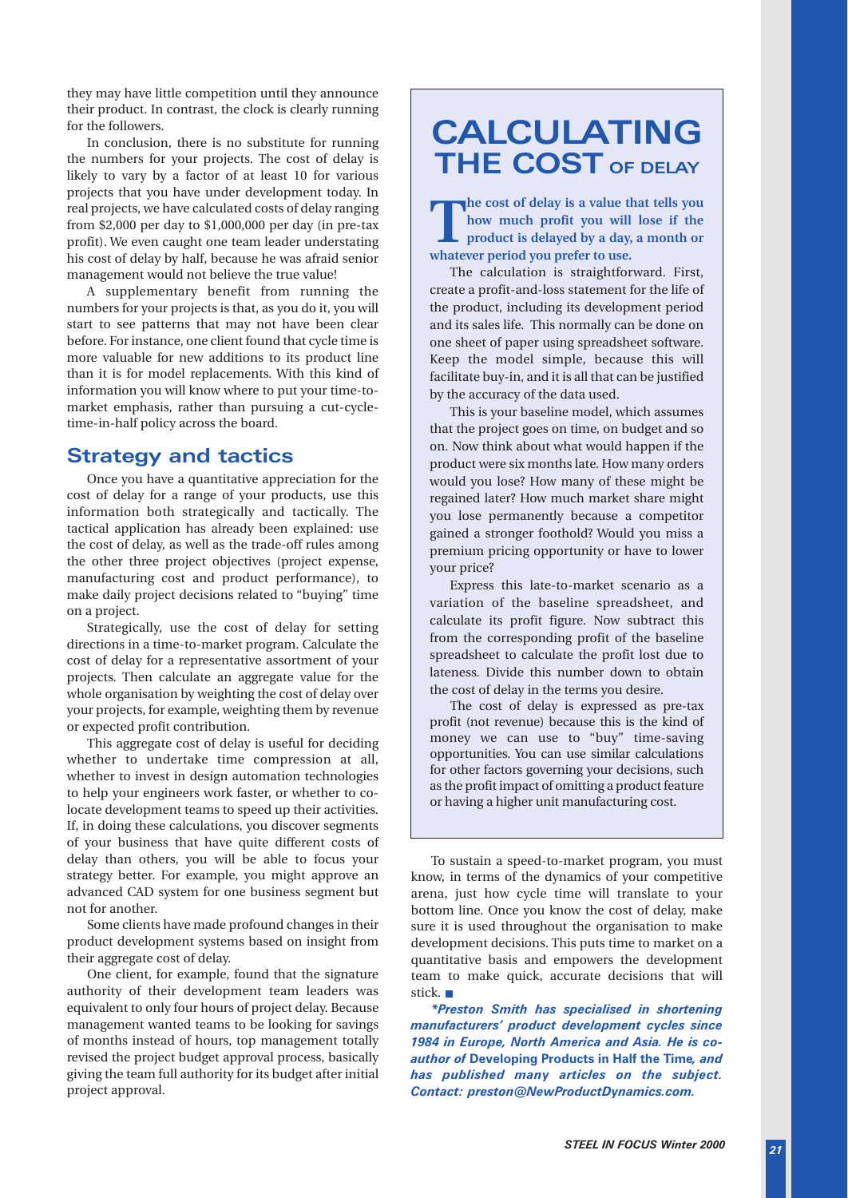they may have little competition until they announce their product. In contrast, the clock is clearly running for the followers.

In conclusion, there is no substitute for running the numbers for your projects. The cost of delay is likely to vary by a factor of at least 10 for various projects that you have under development today. In real projects, we have calculated costs of delay ranging from $2,000 per day to $1,000,000 per day (in pre-tax profit). We even caught one team leader understating his cost of delay by half, because he was afraid senior management would not believe the true value!

A supplementary benefit from running the numbers for your projects is that, as you do it, you will start to see patterns that may not have been clear before. For instance, one client found that cycle time is more valuable for new additions to its product line than it is for model replacements. With this kind of information you will know where to put your time-to-market emphasis, rather than pursuing a cut-cycle-time-in-half policy across the board.

## Strategy and tactics

Once you have a quantitative appreciation for the cost of delay for a range of your products, use this information both strategically and tactically. The tactical application has already been explained: use the cost of delay, as well as the trade-off rules among the other three project objectives (project expense, manufacturing cost and product performance), to make daily project decisions related to "buying" time on a project.

Strategically, use the cost of delay for setting directions in a time-to-market program. Calculate the cost of delay for a representative assortment of your projects. Then calculate an aggregate value for the whole organisation by weighting the cost of delay over your projects, for example, weighting them by revenue or expected profit contribution.

This aggregate cost of delay is useful for deciding whether to undertake time compression at all, whether to invest in design automation technologies to help your engineers work faster, or whether to co-locate development teams to speed up their activities. If, in doing these calculations, you discover segments of your business that have quite different costs of delay than others, you will be able to focus your strategy better. For example, you might approve an advanced CAD system for one business segment but not for another.

Some clients have made profound changes in their product development systems based on insight from their aggregate cost of delay.

One client, for example, found that the signature authority of their development team leaders was equivalent to only four hours of project delay. Because management wanted teams to be looking for savings of months instead of hours, top management totally revised the project budget approval process, basically giving the team full authority for its budget after initial project approval.

## CALCULATING THE COST OF DELAY

**The cost of delay is a value that tells you how much profit you will lose if the product is delayed by a day, a month or whatever period you prefer to use.**

The calculation is straightforward. First, create a profit-and-loss statement for the life of the product, including its development period and its sales life. This normally can be done on one sheet of paper using spreadsheet software. Keep the model simple, because this will facilitate buy-in, and it is all that can be justified by the accuracy of the data used.

This is your baseline model, which assumes that the project goes on time, on budget and so on. Now think about what would happen if the product were six months late. How many orders would you lose? How many of these might be regained later? How much market share might you lose permanently because a competitor gained a stronger foothold? Would you miss a premium pricing opportunity or have to lower your price?

Express this late-to-market scenario as a variation of the baseline spreadsheet, and calculate its profit figure. Now subtract this from the corresponding profit of the baseline spreadsheet to calculate the profit lost due to lateness. Divide this number down to obtain the cost of delay in the terms you desire.

The cost of delay is expressed as pre-tax profit (not revenue) because this is the kind of money we can use to "buy" time-saving opportunities. You can use similar calculations for other factors governing your decisions, such as the profit impact of omitting a product feature or having a higher unit manufacturing cost.

---

To sustain a speed-to-market program, you must know, in terms of the dynamics of your competitive arena, just how cycle time will translate to your bottom line. Once you know the cost of delay, make sure it is used throughout the organisation to make development decisions. This puts time to market on a quantitative basis and empowers the development team to make quick, accurate decisions that will stick. ■

***Preston Smith has specialised in shortening manufacturers' product development cycles since 1984 in Europe, North America and Asia. He is co-author of* Developing Products in Half the Time*, and has published many articles on the subject. Contact: preston@NewProductDynamics.com.***